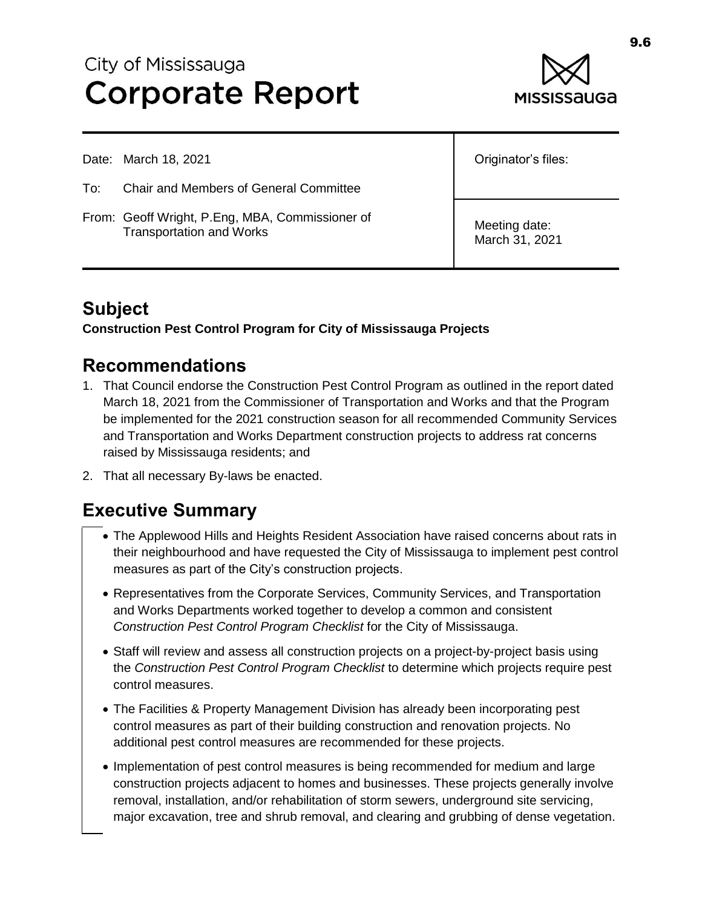# City of Mississauga
# Corporate Report

| | |
|---|---|
| Date: March 18, 2021<br><br>To: Chair and Members of General Committee<br><br>From: Geoff Wright, P.Eng, MBA, Commissioner of Transportation and Works | Originator's files: |
| | Meeting date:<br>March 31, 2021 |

## Subject

**Construction Pest Control Program for City of Mississauga Projects**

## Recommendations

1. That Council endorse the Construction Pest Control Program as outlined in the report dated March 18, 2021 from the Commissioner of Transportation and Works and that the Program be implemented for the 2021 construction season for all recommended Community Services and Transportation and Works Department construction projects to address rat concerns raised by Mississauga residents; and
2. That all necessary By-laws be enacted.

## Executive Summary

- The Applewood Hills and Heights Resident Association have raised concerns about rats in their neighbourhood and have requested the City of Mississauga to implement pest control measures as part of the City's construction projects.
- Representatives from the Corporate Services, Community Services, and Transportation and Works Departments worked together to develop a common and consistent *Construction Pest Control Program Checklist* for the City of Mississauga.
- Staff will review and assess all construction projects on a project-by-project basis using the *Construction Pest Control Program Checklist* to determine which projects require pest control measures.
- The Facilities & Property Management Division has already been incorporating pest control measures as part of their building construction and renovation projects. No additional pest control measures are recommended for these projects.
- Implementation of pest control measures is being recommended for medium and large construction projects adjacent to homes and businesses. These projects generally involve removal, installation, and/or rehabilitation of storm sewers, underground site servicing, major excavation, tree and shrub removal, and clearing and grubbing of dense vegetation.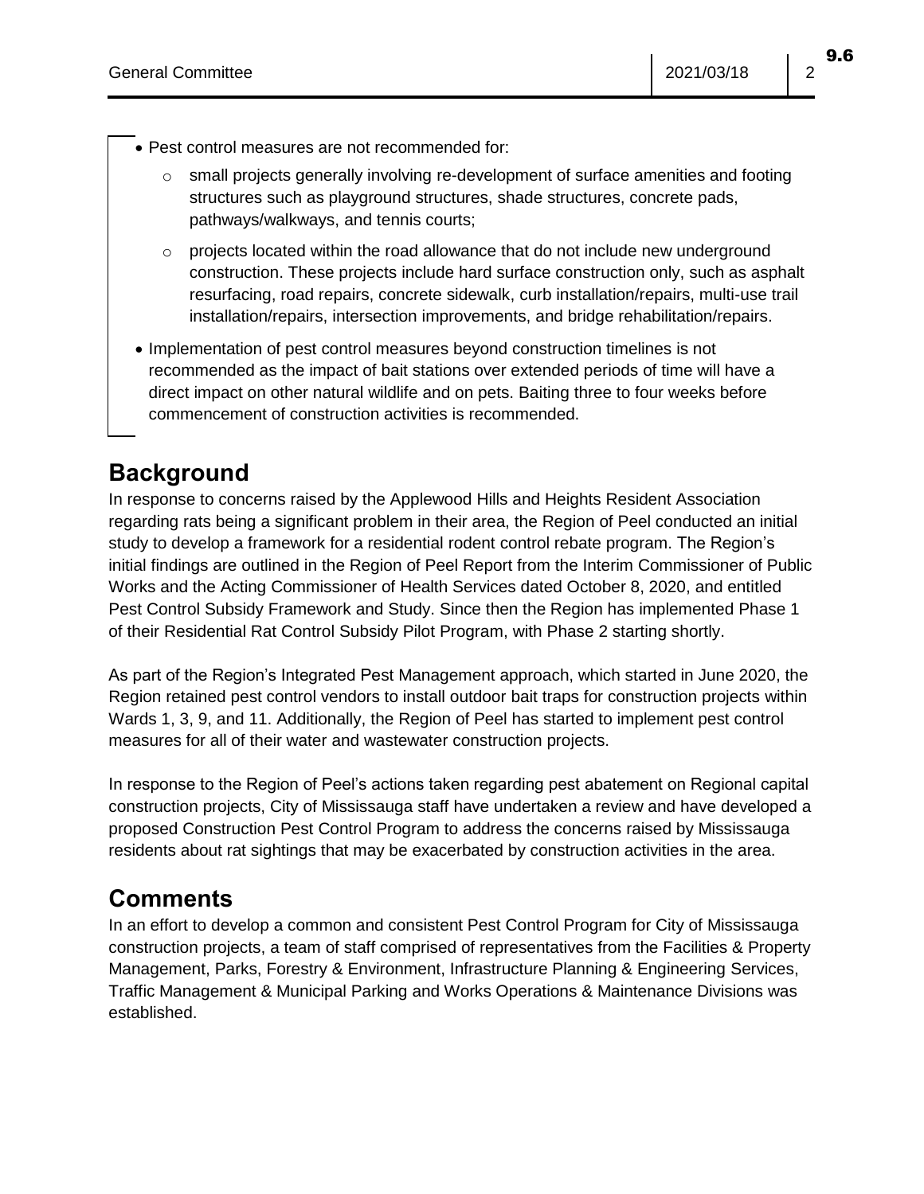- Pest control measures are not recommended for:
  - small projects generally involving re-development of surface amenities and footing structures such as playground structures, shade structures, concrete pads, pathways/walkways, and tennis courts;
  - projects located within the road allowance that do not include new underground construction. These projects include hard surface construction only, such as asphalt resurfacing, road repairs, concrete sidewalk, curb installation/repairs, multi-use trail installation/repairs, intersection improvements, and bridge rehabilitation/repairs.
- Implementation of pest control measures beyond construction timelines is not recommended as the impact of bait stations over extended periods of time will have a direct impact on other natural wildlife and on pets. Baiting three to four weeks before commencement of construction activities is recommended.

## Background

In response to concerns raised by the Applewood Hills and Heights Resident Association regarding rats being a significant problem in their area, the Region of Peel conducted an initial study to develop a framework for a residential rodent control rebate program. The Region's initial findings are outlined in the Region of Peel Report from the Interim Commissioner of Public Works and the Acting Commissioner of Health Services dated October 8, 2020, and entitled Pest Control Subsidy Framework and Study. Since then the Region has implemented Phase 1 of their Residential Rat Control Subsidy Pilot Program, with Phase 2 starting shortly.

As part of the Region's Integrated Pest Management approach, which started in June 2020, the Region retained pest control vendors to install outdoor bait traps for construction projects within Wards 1, 3, 9, and 11. Additionally, the Region of Peel has started to implement pest control measures for all of their water and wastewater construction projects.

In response to the Region of Peel's actions taken regarding pest abatement on Regional capital construction projects, City of Mississauga staff have undertaken a review and have developed a proposed Construction Pest Control Program to address the concerns raised by Mississauga residents about rat sightings that may be exacerbated by construction activities in the area.

## Comments

In an effort to develop a common and consistent Pest Control Program for City of Mississauga construction projects, a team of staff comprised of representatives from the Facilities & Property Management, Parks, Forestry & Environment, Infrastructure Planning & Engineering Services, Traffic Management & Municipal Parking and Works Operations & Maintenance Divisions was established.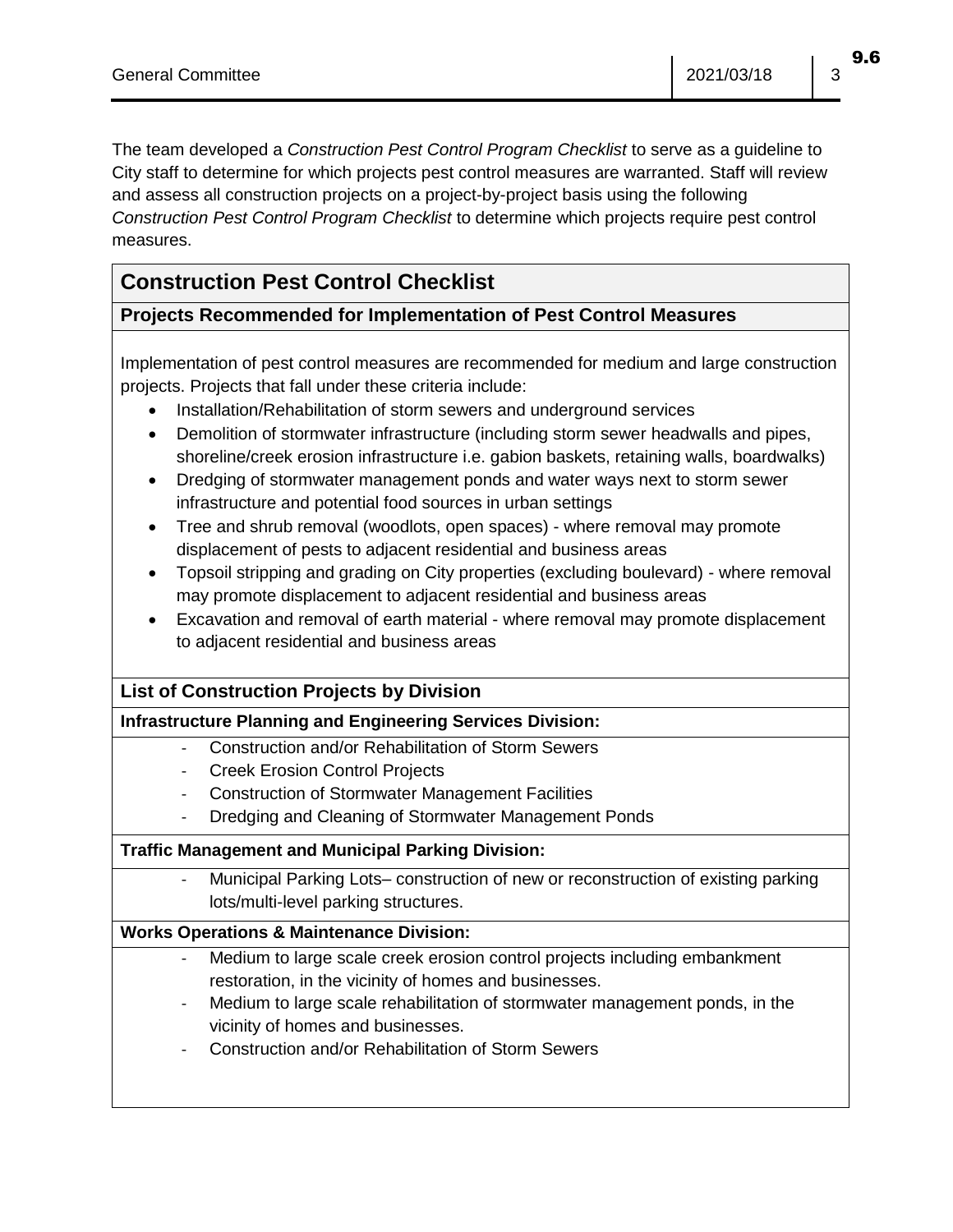The team developed a *Construction Pest Control Program Checklist* to serve as a guideline to City staff to determine for which projects pest control measures are warranted. Staff will review and assess all construction projects on a project-by-project basis using the following *Construction Pest Control Program Checklist* to determine which projects require pest control measures.

## Construction Pest Control Checklist

### Projects Recommended for Implementation of Pest Control Measures

Implementation of pest control measures are recommended for medium and large construction projects. Projects that fall under these criteria include:

- Installation/Rehabilitation of storm sewers and underground services
- Demolition of stormwater infrastructure (including storm sewer headwalls and pipes, shoreline/creek erosion infrastructure i.e. gabion baskets, retaining walls, boardwalks)
- Dredging of stormwater management ponds and water ways next to storm sewer infrastructure and potential food sources in urban settings
- Tree and shrub removal (woodlots, open spaces) - where removal may promote displacement of pests to adjacent residential and business areas
- Topsoil stripping and grading on City properties (excluding boulevard) - where removal may promote displacement to adjacent residential and business areas
- Excavation and removal of earth material - where removal may promote displacement to adjacent residential and business areas

### List of Construction Projects by Division

**Infrastructure Planning and Engineering Services Division:**

- Construction and/or Rehabilitation of Storm Sewers
- Creek Erosion Control Projects
- Construction of Stormwater Management Facilities
- Dredging and Cleaning of Stormwater Management Ponds

**Traffic Management and Municipal Parking Division:**

- Municipal Parking Lots– construction of new or reconstruction of existing parking lots/multi-level parking structures.

**Works Operations & Maintenance Division:**

- Medium to large scale creek erosion control projects including embankment restoration, in the vicinity of homes and businesses.
- Medium to large scale rehabilitation of stormwater management ponds, in the vicinity of homes and businesses.
- Construction and/or Rehabilitation of Storm Sewers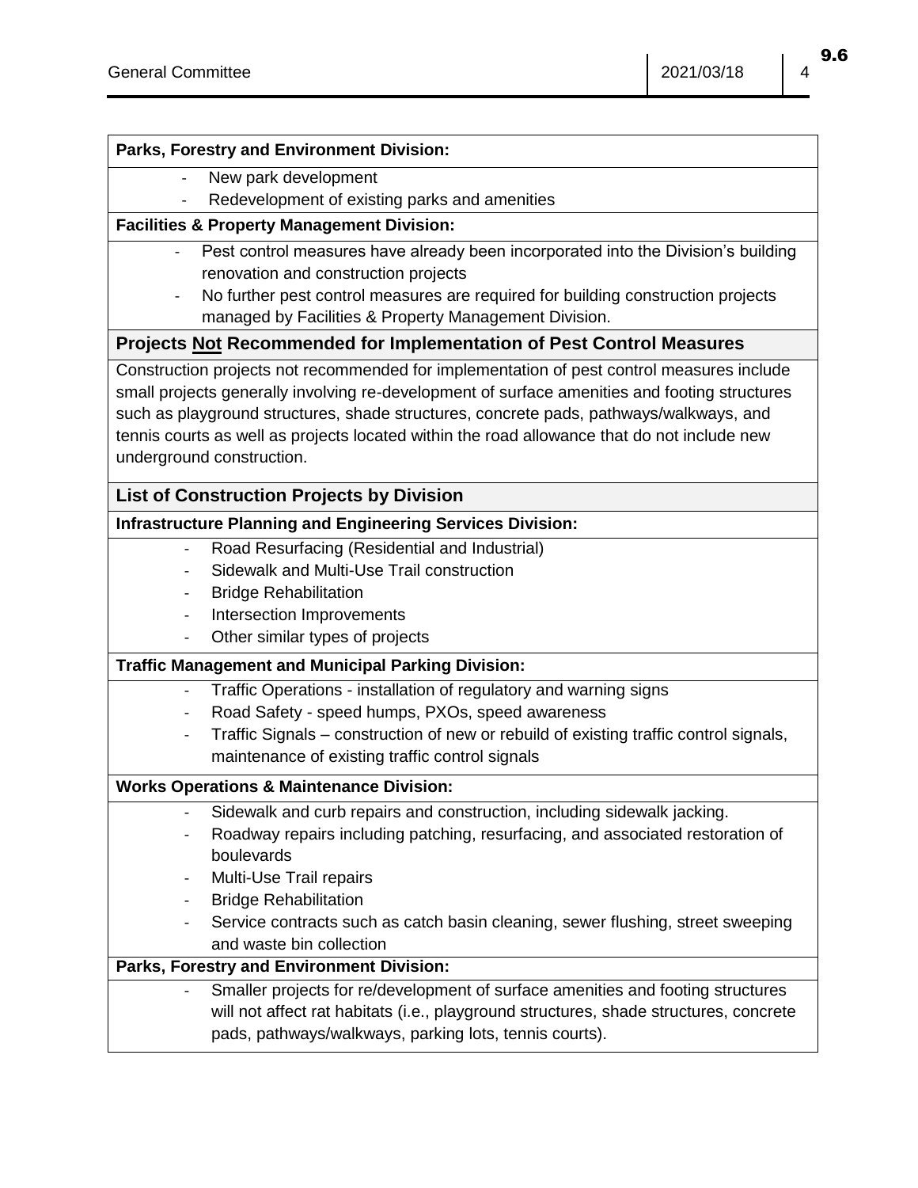**Parks, Forestry and Environment Division:**

- New park development
- Redevelopment of existing parks and amenities

**Facilities & Property Management Division:**

- Pest control measures have already been incorporated into the Division's building renovation and construction projects
- No further pest control measures are required for building construction projects managed by Facilities & Property Management Division.

### Projects Not Recommended for Implementation of Pest Control Measures

Construction projects not recommended for implementation of pest control measures include small projects generally involving re-development of surface amenities and footing structures such as playground structures, shade structures, concrete pads, pathways/walkways, and tennis courts as well as projects located within the road allowance that do not include new underground construction.

### List of Construction Projects by Division

**Infrastructure Planning and Engineering Services Division:**

- Road Resurfacing (Residential and Industrial)
- Sidewalk and Multi-Use Trail construction
- Bridge Rehabilitation
- Intersection Improvements
- Other similar types of projects

**Traffic Management and Municipal Parking Division:**

- Traffic Operations - installation of regulatory and warning signs
- Road Safety - speed humps, PXOs, speed awareness
- Traffic Signals – construction of new or rebuild of existing traffic control signals, maintenance of existing traffic control signals

**Works Operations & Maintenance Division:**

- Sidewalk and curb repairs and construction, including sidewalk jacking.
- Roadway repairs including patching, resurfacing, and associated restoration of boulevards
- Multi-Use Trail repairs
- Bridge Rehabilitation
- Service contracts such as catch basin cleaning, sewer flushing, street sweeping and waste bin collection

**Parks, Forestry and Environment Division:**

- Smaller projects for re/development of surface amenities and footing structures will not affect rat habitats (i.e., playground structures, shade structures, concrete pads, pathways/walkways, parking lots, tennis courts).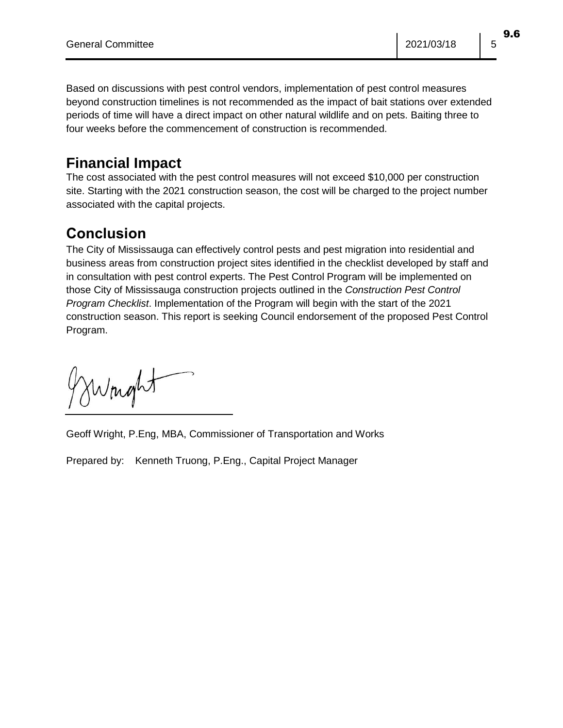Based on discussions with pest control vendors, implementation of pest control measures beyond construction timelines is not recommended as the impact of bait stations over extended periods of time will have a direct impact on other natural wildlife and on pets. Baiting three to four weeks before the commencement of construction is recommended.

## Financial Impact

The cost associated with the pest control measures will not exceed $10,000 per construction site. Starting with the 2021 construction season, the cost will be charged to the project number associated with the capital projects.

## Conclusion

The City of Mississauga can effectively control pests and pest migration into residential and business areas from construction project sites identified in the checklist developed by staff and in consultation with pest control experts. The Pest Control Program will be implemented on those City of Mississauga construction projects outlined in the *Construction Pest Control Program Checklist*. Implementation of the Program will begin with the start of the 2021 construction season. This report is seeking Council endorsement of the proposed Pest Control Program.

Geoff Wright, P.Eng, MBA, Commissioner of Transportation and Works

Prepared by: Kenneth Truong, P.Eng., Capital Project Manager